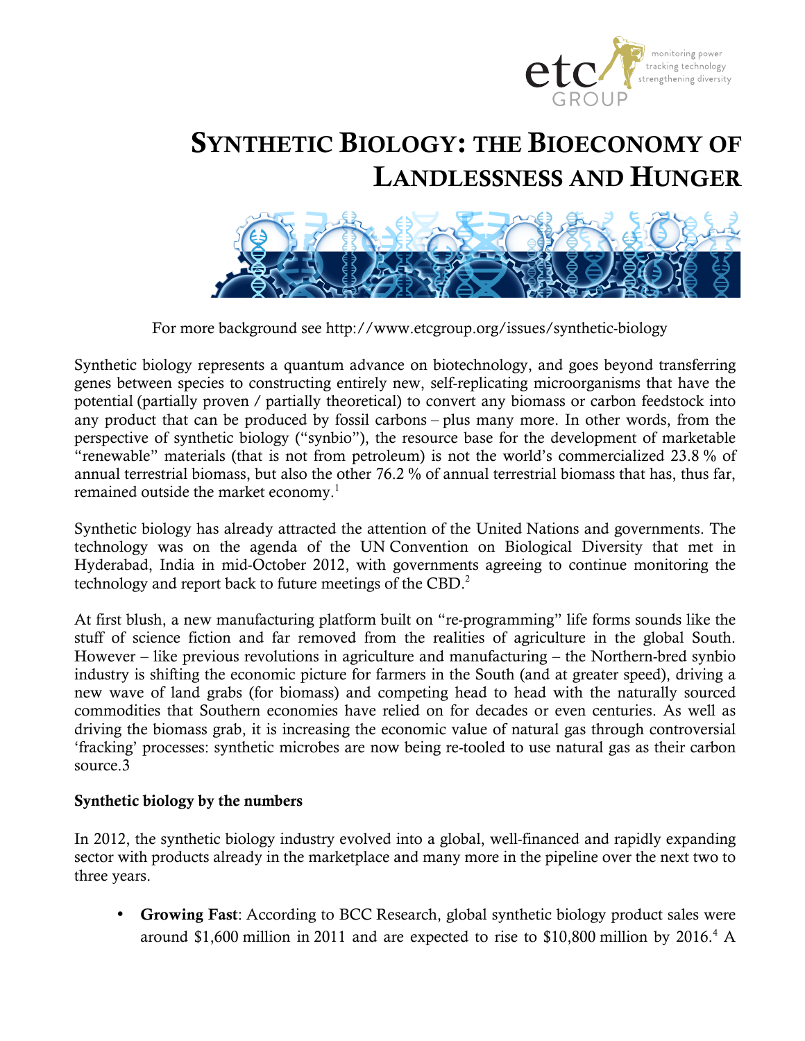# Synthetic Biology: the Bioeconomy of Landlessness and Hunger

For more background see http://www.etcgroup.org/issues/synthetic-biology

Synthetic biology represents a quantum advance on biotechnology, and goes beyond transferring genes between species to constructing entirely new, self-replicating microorganisms that have the potential (partially proven / partially theoretical) to convert any biomass or carbon feedstock into any product that can be produced by fossil carbons – plus many more. In other words, from the perspective of synthetic biology ("synbio"), the resource base for the development of marketable "renewable" materials (that is not from petroleum) is not the world's commercialized 23.8 % of annual terrestrial biomass, but also the other 76.2 % of annual terrestrial biomass that has, thus far, remained outside the market economy.[1]

Synthetic biology has already attracted the attention of the United Nations and governments. The technology was on the agenda of the UN Convention on Biological Diversity that met in Hyderabad, India in mid-October 2012, with governments agreeing to continue monitoring the technology and report back to future meetings of the CBD.[2]

At first blush, a new manufacturing platform built on "re-programming" life forms sounds like the stuff of science fiction and far removed from the realities of agriculture in the global South. However – like previous revolutions in agriculture and manufacturing – the Northern-bred synbio industry is shifting the economic picture for farmers in the South (and at greater speed), driving a new wave of land grabs (for biomass) and competing head to head with the naturally sourced commodities that Southern economies have relied on for decades or even centuries. As well as driving the biomass grab, it is increasing the economic value of natural gas through controversial 'fracking' processes: synthetic microbes are now being re-tooled to use natural gas as their carbon source.3

**Synthetic biology by the numbers**

In 2012, the synthetic biology industry evolved into a global, well-financed and rapidly expanding sector with products already in the marketplace and many more in the pipeline over the next two to three years.

- **Growing Fast**: According to BCC Research, global synthetic biology product sales were around $1,600 million in 2011 and are expected to rise to $10,800 million by 2016.[4] A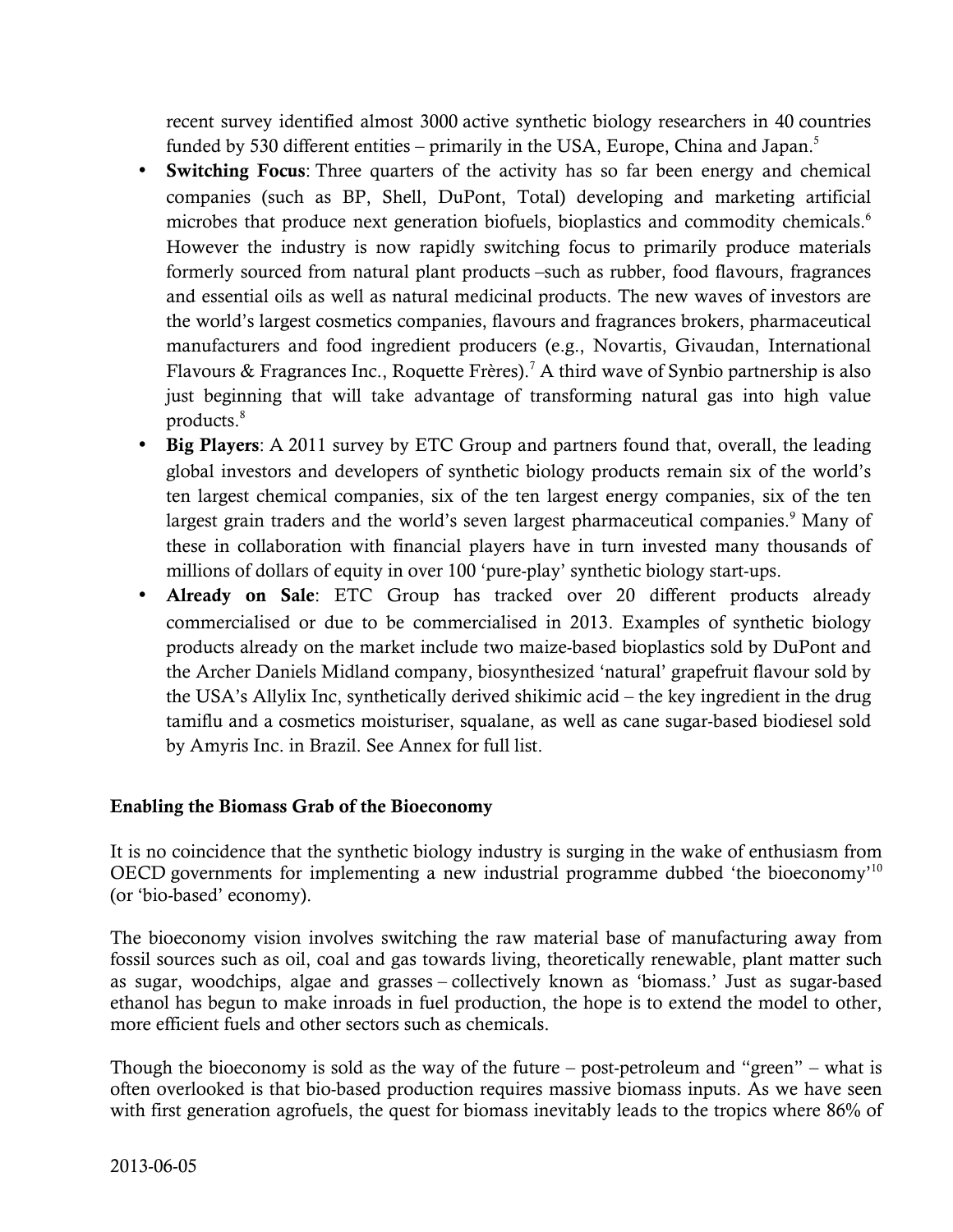recent survey identified almost 3000 active synthetic biology researchers in 40 countries funded by 530 different entities – primarily in the USA, Europe, China and Japan.[5]

- **Switching Focus**: Three quarters of the activity has so far been energy and chemical companies (such as BP, Shell, DuPont, Total) developing and marketing artificial microbes that produce next generation biofuels, bioplastics and commodity chemicals.[6] However the industry is now rapidly switching focus to primarily produce materials formerly sourced from natural plant products –such as rubber, food flavours, fragrances and essential oils as well as natural medicinal products. The new waves of investors are the world's largest cosmetics companies, flavours and fragrances brokers, pharmaceutical manufacturers and food ingredient producers (e.g., Novartis, Givaudan, International Flavours & Fragrances Inc., Roquette Frères).[7] A third wave of Synbio partnership is also just beginning that will take advantage of transforming natural gas into high value products.[8]
- **Big Players**: A 2011 survey by ETC Group and partners found that, overall, the leading global investors and developers of synthetic biology products remain six of the world's ten largest chemical companies, six of the ten largest energy companies, six of the ten largest grain traders and the world's seven largest pharmaceutical companies.[9] Many of these in collaboration with financial players have in turn invested many thousands of millions of dollars of equity in over 100 'pure-play' synthetic biology start-ups.
- **Already on Sale**: ETC Group has tracked over 20 different products already commercialised or due to be commercialised in 2013. Examples of synthetic biology products already on the market include two maize-based bioplastics sold by DuPont and the Archer Daniels Midland company, biosynthesized 'natural' grapefruit flavour sold by the USA's Allylix Inc, synthetically derived shikimic acid – the key ingredient in the drug tamiflu and a cosmetics moisturiser, squalane, as well as cane sugar-based biodiesel sold by Amyris Inc. in Brazil. See Annex for full list.

**Enabling the Biomass Grab of the Bioeconomy**

It is no coincidence that the synthetic biology industry is surging in the wake of enthusiasm from OECD governments for implementing a new industrial programme dubbed 'the bioeconomy'[10] (or 'bio-based' economy).

The bioeconomy vision involves switching the raw material base of manufacturing away from fossil sources such as oil, coal and gas towards living, theoretically renewable, plant matter such as sugar, woodchips, algae and grasses – collectively known as 'biomass.' Just as sugar-based ethanol has begun to make inroads in fuel production, the hope is to extend the model to other, more efficient fuels and other sectors such as chemicals.

Though the bioeconomy is sold as the way of the future – post-petroleum and "green" – what is often overlooked is that bio-based production requires massive biomass inputs. As we have seen with first generation agrofuels, the quest for biomass inevitably leads to the tropics where 86% of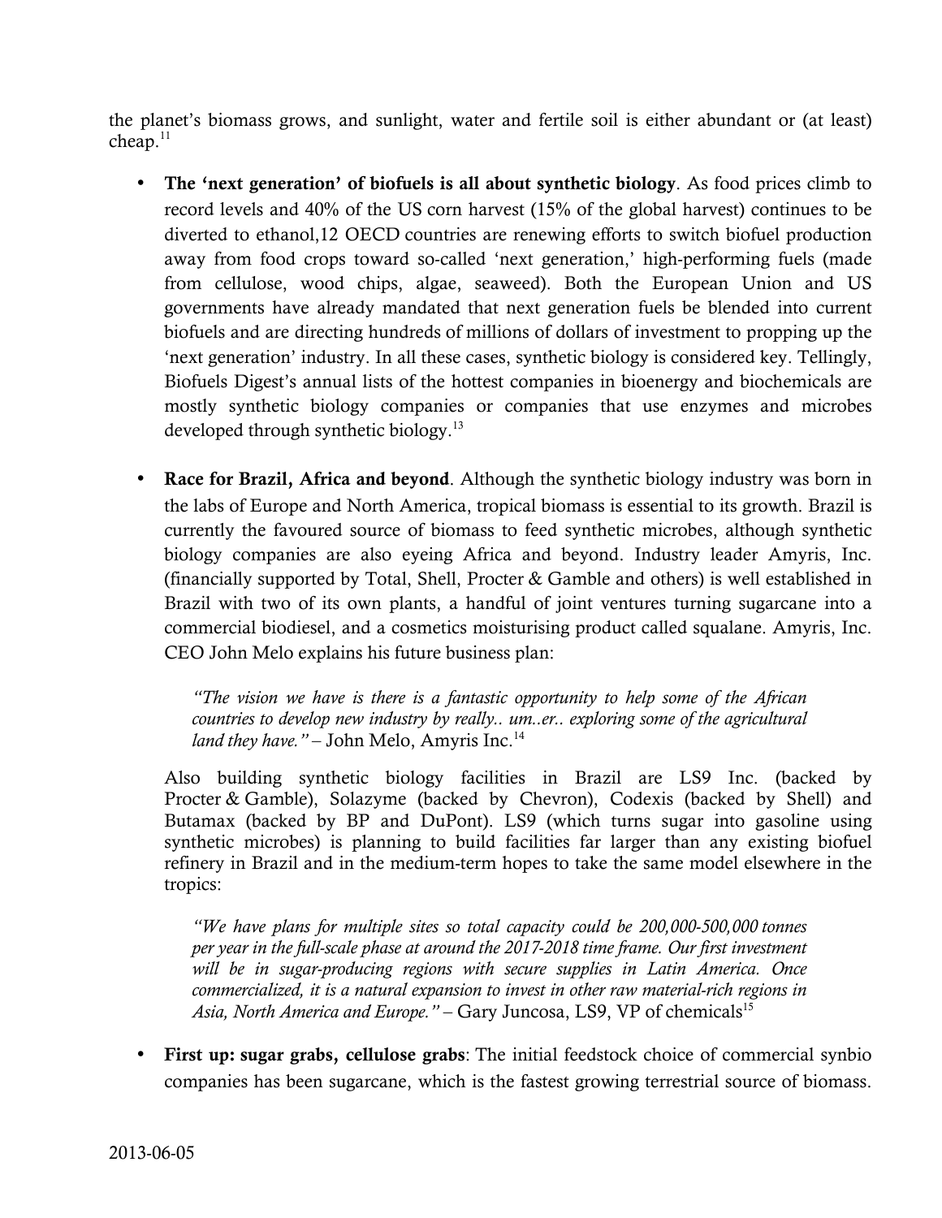the planet's biomass grows, and sunlight, water and fertile soil is either abundant or (at least) cheap.[11]

- **The 'next generation' of biofuels is all about synthetic biology**. As food prices climb to record levels and 40% of the US corn harvest (15% of the global harvest) continues to be diverted to ethanol,12 OECD countries are renewing efforts to switch biofuel production away from food crops toward so-called 'next generation,' high-performing fuels (made from cellulose, wood chips, algae, seaweed). Both the European Union and US governments have already mandated that next generation fuels be blended into current biofuels and are directing hundreds of millions of dollars of investment to propping up the 'next generation' industry. In all these cases, synthetic biology is considered key. Tellingly, Biofuels Digest's annual lists of the hottest companies in bioenergy and biochemicals are mostly synthetic biology companies or companies that use enzymes and microbes developed through synthetic biology.[13]

- **Race for Brazil, Africa and beyond**. Although the synthetic biology industry was born in the labs of Europe and North America, tropical biomass is essential to its growth. Brazil is currently the favoured source of biomass to feed synthetic microbes, although synthetic biology companies are also eyeing Africa and beyond. Industry leader Amyris, Inc. (financially supported by Total, Shell, Procter & Gamble and others) is well established in Brazil with two of its own plants, a handful of joint ventures turning sugarcane into a commercial biodiesel, and a cosmetics moisturising product called squalane. Amyris, Inc. CEO John Melo explains his future business plan:

  > *"The vision we have is there is a fantastic opportunity to help some of the African countries to develop new industry by really.. um..er.. exploring some of the agricultural land they have."* – John Melo, Amyris Inc.[14]

  Also building synthetic biology facilities in Brazil are LS9 Inc. (backed by Procter & Gamble), Solazyme (backed by Chevron), Codexis (backed by Shell) and Butamax (backed by BP and DuPont). LS9 (which turns sugar into gasoline using synthetic microbes) is planning to build facilities far larger than any existing biofuel refinery in Brazil and in the medium-term hopes to take the same model elsewhere in the tropics:

  > *"We have plans for multiple sites so total capacity could be 200,000-500,000 tonnes per year in the full-scale phase at around the 2017-2018 time frame. Our first investment will be in sugar-producing regions with secure supplies in Latin America. Once commercialized, it is a natural expansion to invest in other raw material-rich regions in Asia, North America and Europe."* – Gary Juncosa, LS9, VP of chemicals[15]

- **First up: sugar grabs, cellulose grabs**: The initial feedstock choice of commercial synbio companies has been sugarcane, which is the fastest growing terrestrial source of biomass.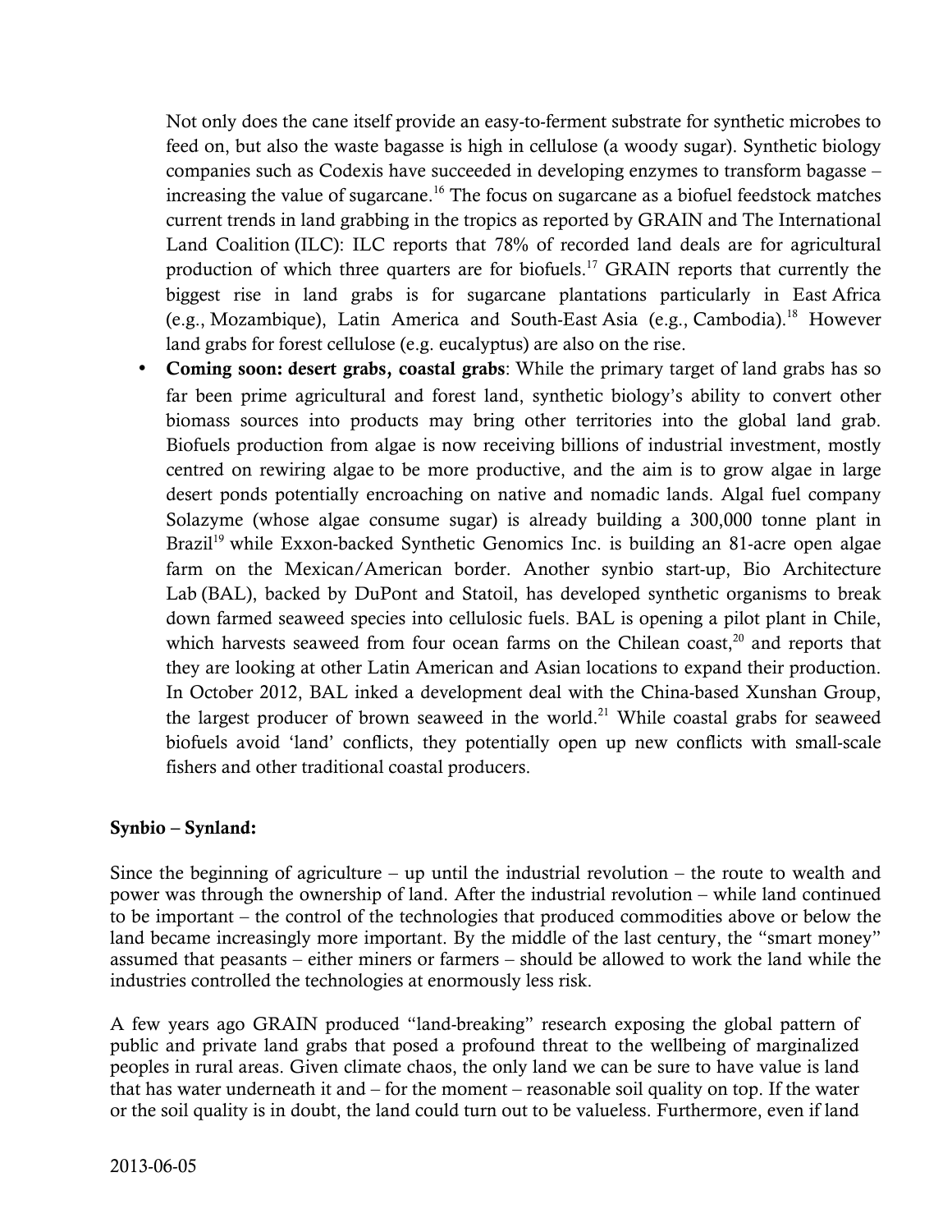Not only does the cane itself provide an easy-to-ferment substrate for synthetic microbes to feed on, but also the waste bagasse is high in cellulose (a woody sugar). Synthetic biology companies such as Codexis have succeeded in developing enzymes to transform bagasse – increasing the value of sugarcane.[16] The focus on sugarcane as a biofuel feedstock matches current trends in land grabbing in the tropics as reported by GRAIN and The International Land Coalition (ILC): ILC reports that 78% of recorded land deals are for agricultural production of which three quarters are for biofuels.[17] GRAIN reports that currently the biggest rise in land grabs is for sugarcane plantations particularly in East Africa (e.g., Mozambique), Latin America and South-East Asia (e.g., Cambodia).[18] However land grabs for forest cellulose (e.g. eucalyptus) are also on the rise.

- **Coming soon: desert grabs, coastal grabs**: While the primary target of land grabs has so far been prime agricultural and forest land, synthetic biology's ability to convert other biomass sources into products may bring other territories into the global land grab. Biofuels production from algae is now receiving billions of industrial investment, mostly centred on rewiring algae to be more productive, and the aim is to grow algae in large desert ponds potentially encroaching on native and nomadic lands. Algal fuel company Solazyme (whose algae consume sugar) is already building a 300,000 tonne plant in Brazil[19] while Exxon-backed Synthetic Genomics Inc. is building an 81-acre open algae farm on the Mexican/American border. Another synbio start-up, Bio Architecture Lab (BAL), backed by DuPont and Statoil, has developed synthetic organisms to break down farmed seaweed species into cellulosic fuels. BAL is opening a pilot plant in Chile, which harvests seaweed from four ocean farms on the Chilean coast,[20] and reports that they are looking at other Latin American and Asian locations to expand their production. In October 2012, BAL inked a development deal with the China-based Xunshan Group, the largest producer of brown seaweed in the world.[21] While coastal grabs for seaweed biofuels avoid 'land' conflicts, they potentially open up new conflicts with small-scale fishers and other traditional coastal producers.

**Synbio – Synland:**

Since the beginning of agriculture – up until the industrial revolution – the route to wealth and power was through the ownership of land. After the industrial revolution – while land continued to be important – the control of the technologies that produced commodities above or below the land became increasingly more important. By the middle of the last century, the "smart money" assumed that peasants – either miners or farmers – should be allowed to work the land while the industries controlled the technologies at enormously less risk.

A few years ago GRAIN produced "land-breaking" research exposing the global pattern of public and private land grabs that posed a profound threat to the wellbeing of marginalized peoples in rural areas. Given climate chaos, the only land we can be sure to have value is land that has water underneath it and – for the moment – reasonable soil quality on top. If the water or the soil quality is in doubt, the land could turn out to be valueless. Furthermore, even if land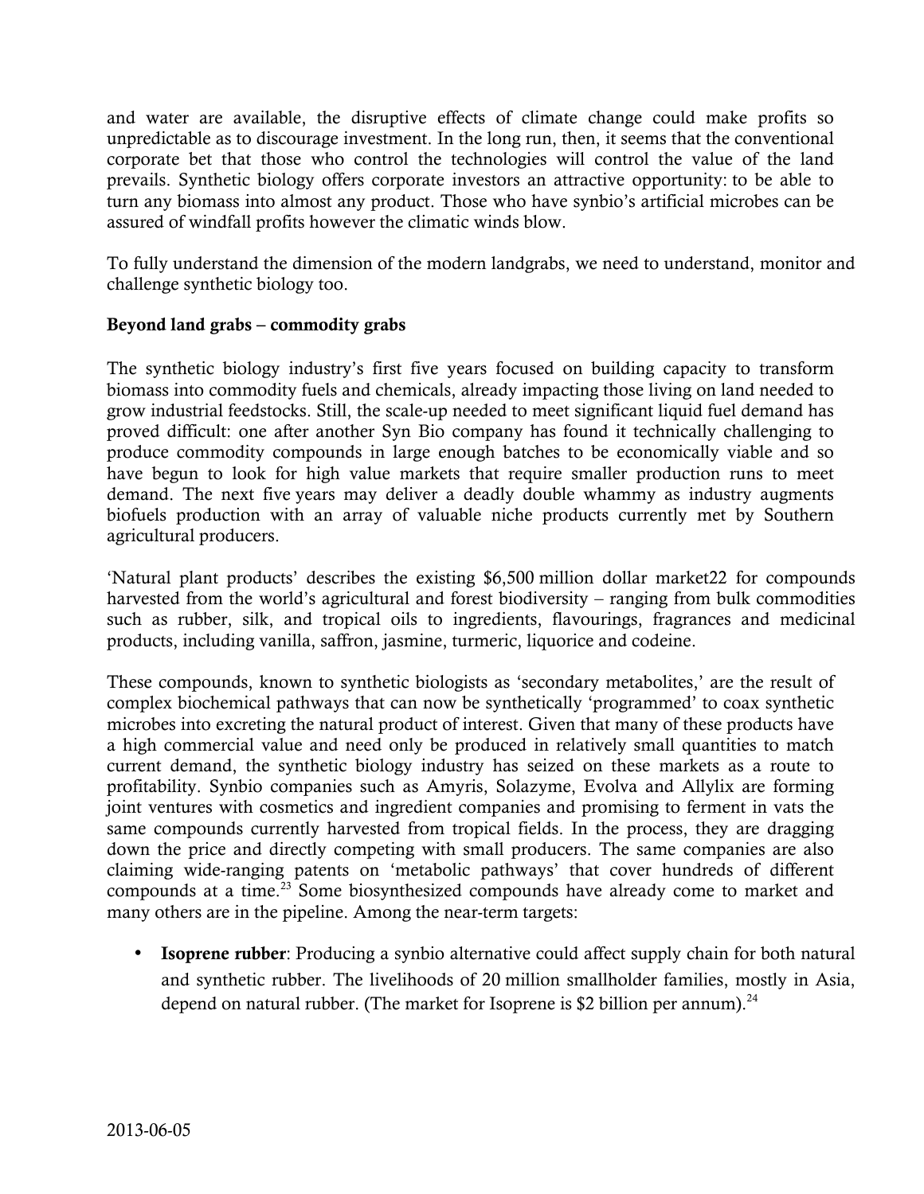and water are available, the disruptive effects of climate change could make profits so unpredictable as to discourage investment. In the long run, then, it seems that the conventional corporate bet that those who control the technologies will control the value of the land prevails. Synthetic biology offers corporate investors an attractive opportunity: to be able to turn any biomass into almost any product. Those who have synbio's artificial microbes can be assured of windfall profits however the climatic winds blow.

To fully understand the dimension of the modern landgrabs, we need to understand, monitor and challenge synthetic biology too.

**Beyond land grabs – commodity grabs**

The synthetic biology industry's first five years focused on building capacity to transform biomass into commodity fuels and chemicals, already impacting those living on land needed to grow industrial feedstocks. Still, the scale-up needed to meet significant liquid fuel demand has proved difficult: one after another Syn Bio company has found it technically challenging to produce commodity compounds in large enough batches to be economically viable and so have begun to look for high value markets that require smaller production runs to meet demand. The next five years may deliver a deadly double whammy as industry augments biofuels production with an array of valuable niche products currently met by Southern agricultural producers.

'Natural plant products' describes the existing $6,500 million dollar market22 for compounds harvested from the world's agricultural and forest biodiversity – ranging from bulk commodities such as rubber, silk, and tropical oils to ingredients, flavourings, fragrances and medicinal products, including vanilla, saffron, jasmine, turmeric, liquorice and codeine.

These compounds, known to synthetic biologists as 'secondary metabolites,' are the result of complex biochemical pathways that can now be synthetically 'programmed' to coax synthetic microbes into excreting the natural product of interest. Given that many of these products have a high commercial value and need only be produced in relatively small quantities to match current demand, the synthetic biology industry has seized on these markets as a route to profitability. Synbio companies such as Amyris, Solazyme, Evolva and Allylix are forming joint ventures with cosmetics and ingredient companies and promising to ferment in vats the same compounds currently harvested from tropical fields. In the process, they are dragging down the price and directly competing with small producers. The same companies are also claiming wide-ranging patents on 'metabolic pathways' that cover hundreds of different compounds at a time.[23] Some biosynthesized compounds have already come to market and many others are in the pipeline. Among the near-term targets:

- **Isoprene rubber**: Producing a synbio alternative could affect supply chain for both natural and synthetic rubber. The livelihoods of 20 million smallholder families, mostly in Asia, depend on natural rubber. (The market for Isoprene is $2 billion per annum).[24]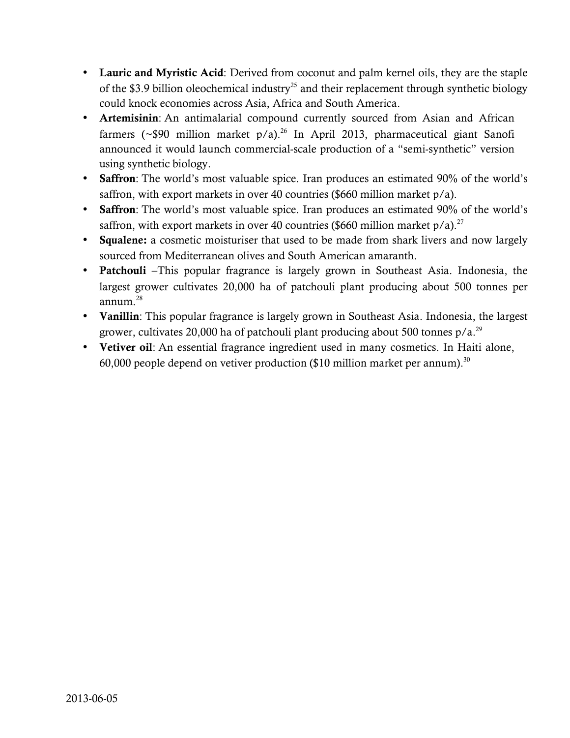- **Lauric and Myristic Acid**: Derived from coconut and palm kernel oils, they are the staple of the $3.9 billion oleochemical industry[25] and their replacement through synthetic biology could knock economies across Asia, Africa and South America.
- **Artemisinin**: An antimalarial compound currently sourced from Asian and African farmers (~$90 million market p/a).[26] In April 2013, pharmaceutical giant Sanofi announced it would launch commercial-scale production of a "semi-synthetic" version using synthetic biology.
- **Saffron**: The world's most valuable spice. Iran produces an estimated 90% of the world's saffron, with export markets in over 40 countries ($660 million market p/a).
- **Saffron**: The world's most valuable spice. Iran produces an estimated 90% of the world's saffron, with export markets in over 40 countries ($660 million market p/a).[27]
- **Squalene:** a cosmetic moisturiser that used to be made from shark livers and now largely sourced from Mediterranean olives and South American amaranth.
- **Patchouli** –This popular fragrance is largely grown in Southeast Asia. Indonesia, the largest grower cultivates 20,000 ha of patchouli plant producing about 500 tonnes per annum.[28]
- **Vanillin**: This popular fragrance is largely grown in Southeast Asia. Indonesia, the largest grower, cultivates 20,000 ha of patchouli plant producing about 500 tonnes p/a.[29]
- **Vetiver oil**: An essential fragrance ingredient used in many cosmetics. In Haiti alone, 60,000 people depend on vetiver production ($10 million market per annum).[30]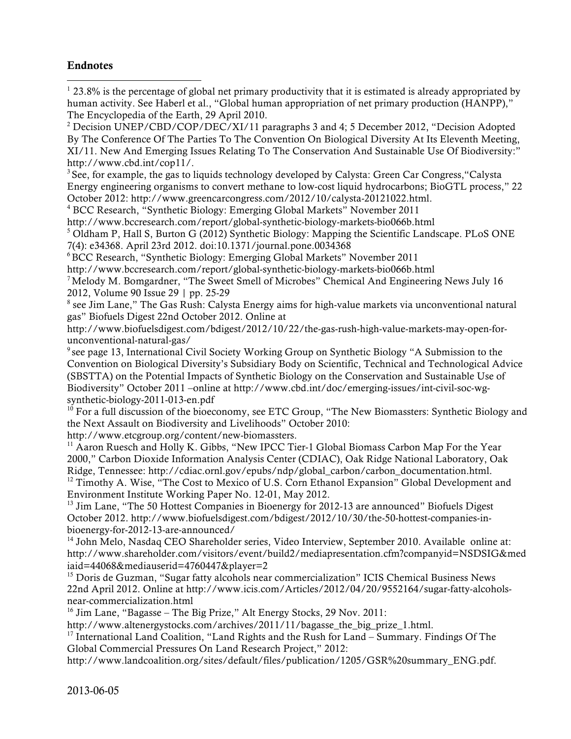## Endnotes

[1] 23.8% is the percentage of global net primary productivity that it is estimated is already appropriated by human activity. See Haberl et al., "Global human appropriation of net primary production (HANPP)," The Encyclopedia of the Earth, 29 April 2010.

[2] Decision UNEP/CBD/COP/DEC/XI/11 paragraphs 3 and 4; 5 December 2012, "Decision Adopted By The Conference Of The Parties To The Convention On Biological Diversity At Its Eleventh Meeting, XI/11. New And Emerging Issues Relating To The Conservation And Sustainable Use Of Biodiversity:" http://www.cbd.int/cop11/.

[3] See, for example, the gas to liquids technology developed by Calysta: Green Car Congress,"Calysta Energy engineering organisms to convert methane to low-cost liquid hydrocarbons; BioGTL process," 22 October 2012: http://www.greencarcongress.com/2012/10/calysta-20121022.html.

[4] BCC Research, "Synthetic Biology: Emerging Global Markets" November 2011 http://www.bccresearch.com/report/global-synthetic-biology-markets-bio066b.html

[5] Oldham P, Hall S, Burton G (2012) Synthetic Biology: Mapping the Scientific Landscape. PLoS ONE 7(4): e34368. April 23rd 2012. doi:10.1371/journal.pone.0034368

[6] BCC Research, "Synthetic Biology: Emerging Global Markets" November 2011 http://www.bccresearch.com/report/global-synthetic-biology-markets-bio066b.html

[7] Melody M. Bomgardner, "The Sweet Smell of Microbes" Chemical And Engineering News July 16 2012, Volume 90 Issue 29 | pp. 25-29

[8] see Jim Lane," The Gas Rush: Calysta Energy aims for high-value markets via unconventional natural gas" Biofuels Digest 22nd October 2012. Online at http://www.biofuelsdigest.com/bdigest/2012/10/22/the-gas-rush-high-value-markets-may-open-for-unconventional-natural-gas/

[9] see page 13, International Civil Society Working Group on Synthetic Biology "A Submission to the Convention on Biological Diversity's Subsidiary Body on Scientific, Technical and Technological Advice (SBSTTA) on the Potential Impacts of Synthetic Biology on the Conservation and Sustainable Use of Biodiversity" October 2011 –online at http://www.cbd.int/doc/emerging-issues/int-civil-soc-wg-synthetic-biology-2011-013-en.pdf

[10] For a full discussion of the bioeconomy, see ETC Group, "The New Biomassters: Synthetic Biology and the Next Assault on Biodiversity and Livelihoods" October 2010: http://www.etcgroup.org/content/new-biomassters.

[11] Aaron Ruesch and Holly K. Gibbs, "New IPCC Tier-1 Global Biomass Carbon Map For the Year 2000," Carbon Dioxide Information Analysis Center (CDIAC), Oak Ridge National Laboratory, Oak Ridge, Tennessee: http://cdiac.ornl.gov/epubs/ndp/global_carbon/carbon_documentation.html.

[12] Timothy A. Wise, "The Cost to Mexico of U.S. Corn Ethanol Expansion" Global Development and Environment Institute Working Paper No. 12-01, May 2012.

[13] Jim Lane, "The 50 Hottest Companies in Bioenergy for 2012-13 are announced" Biofuels Digest October 2012. http://www.biofuelsdigest.com/bdigest/2012/10/30/the-50-hottest-companies-in-bioenergy-for-2012-13-are-announced/

[14] John Melo, Nasdaq CEO Shareholder series, Video Interview, September 2010. Available online at: http://www.shareholder.com/visitors/event/build2/mediapresentation.cfm?companyid=NSDSIG&mediaid=44068&mediauserid=4760447&player=2

[15] Doris de Guzman, "Sugar fatty alcohols near commercialization" ICIS Chemical Business News 22nd April 2012. Online at http://www.icis.com/Articles/2012/04/20/9552164/sugar-fatty-alcohols-near-commercialization.html

[16] Jim Lane, "Bagasse – The Big Prize," Alt Energy Stocks, 29 Nov. 2011: http://www.altenergystocks.com/archives/2011/11/bagasse_the_big_prize_1.html.

[17] International Land Coalition, "Land Rights and the Rush for Land – Summary. Findings Of The Global Commercial Pressures On Land Research Project," 2012: http://www.landcoalition.org/sites/default/files/publication/1205/GSR%20summary_ENG.pdf.

2013-06-05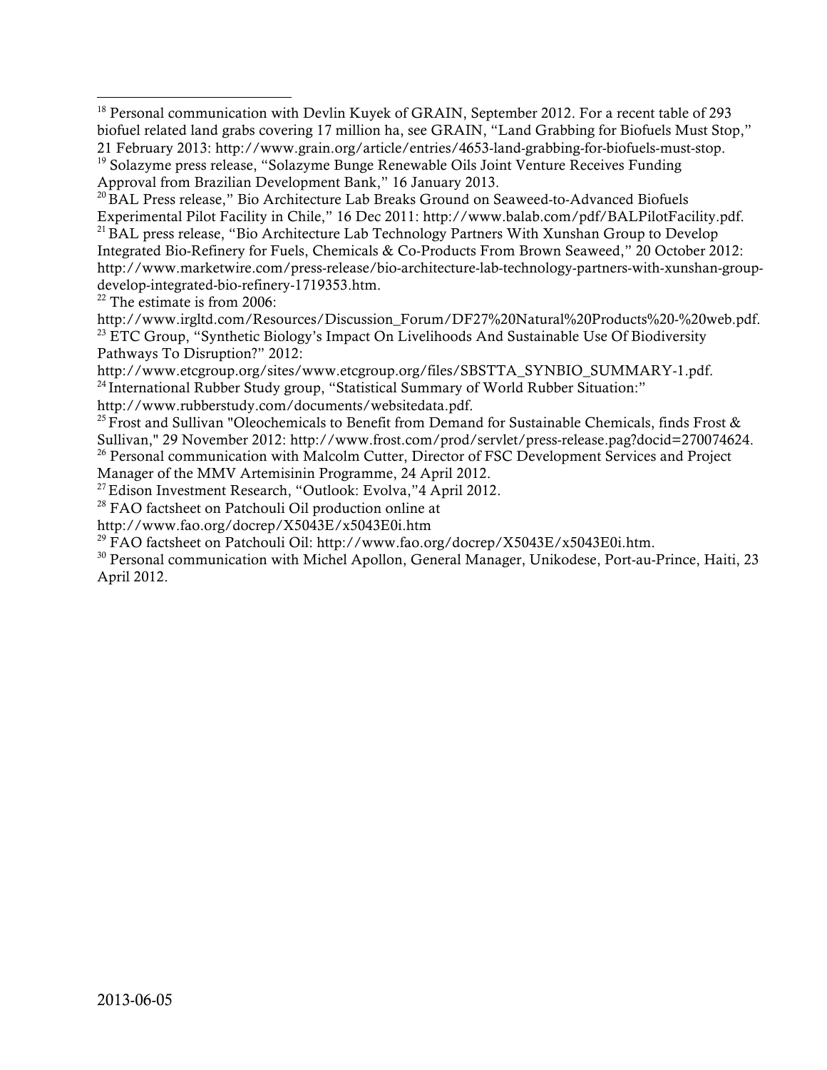[18] Personal communication with Devlin Kuyek of GRAIN, September 2012. For a recent table of 293 biofuel related land grabs covering 17 million ha, see GRAIN, "Land Grabbing for Biofuels Must Stop," 21 February 2013: http://www.grain.org/article/entries/4653-land-grabbing-for-biofuels-must-stop.

[19] Solazyme press release, "Solazyme Bunge Renewable Oils Joint Venture Receives Funding Approval from Brazilian Development Bank," 16 January 2013.

[20] BAL Press release," Bio Architecture Lab Breaks Ground on Seaweed-to-Advanced Biofuels Experimental Pilot Facility in Chile," 16 Dec 2011: http://www.balab.com/pdf/BALPilotFacility.pdf.

[21] BAL press release, "Bio Architecture Lab Technology Partners With Xunshan Group to Develop Integrated Bio-Refinery for Fuels, Chemicals & Co-Products From Brown Seaweed," 20 October 2012: http://www.marketwire.com/press-release/bio-architecture-lab-technology-partners-with-xunshan-group-develop-integrated-bio-refinery-1719353.htm.

[22] The estimate is from 2006: http://www.irgltd.com/Resources/Discussion_Forum/DF27%20Natural%20Products%20-%20web.pdf.

[23] ETC Group, "Synthetic Biology's Impact On Livelihoods And Sustainable Use Of Biodiversity Pathways To Disruption?" 2012: http://www.etcgroup.org/sites/www.etcgroup.org/files/SBSTTA_SYNBIO_SUMMARY-1.pdf.

[24] International Rubber Study group, "Statistical Summary of World Rubber Situation:" http://www.rubberstudy.com/documents/websitedata.pdf.

[25] Frost and Sullivan "Oleochemicals to Benefit from Demand for Sustainable Chemicals, finds Frost & Sullivan," 29 November 2012: http://www.frost.com/prod/servlet/press-release.pag?docid=270074624.

[26] Personal communication with Malcolm Cutter, Director of FSC Development Services and Project Manager of the MMV Artemisinin Programme, 24 April 2012.

[27] Edison Investment Research, "Outlook: Evolva,"4 April 2012.

[28] FAO factsheet on Patchouli Oil production online at http://www.fao.org/docrep/X5043E/x5043E0i.htm

[29] FAO factsheet on Patchouli Oil: http://www.fao.org/docrep/X5043E/x5043E0i.htm.

[30] Personal communication with Michel Apollon, General Manager, Unikodese, Port-au-Prince, Haiti, 23 April 2012.

2013-06-05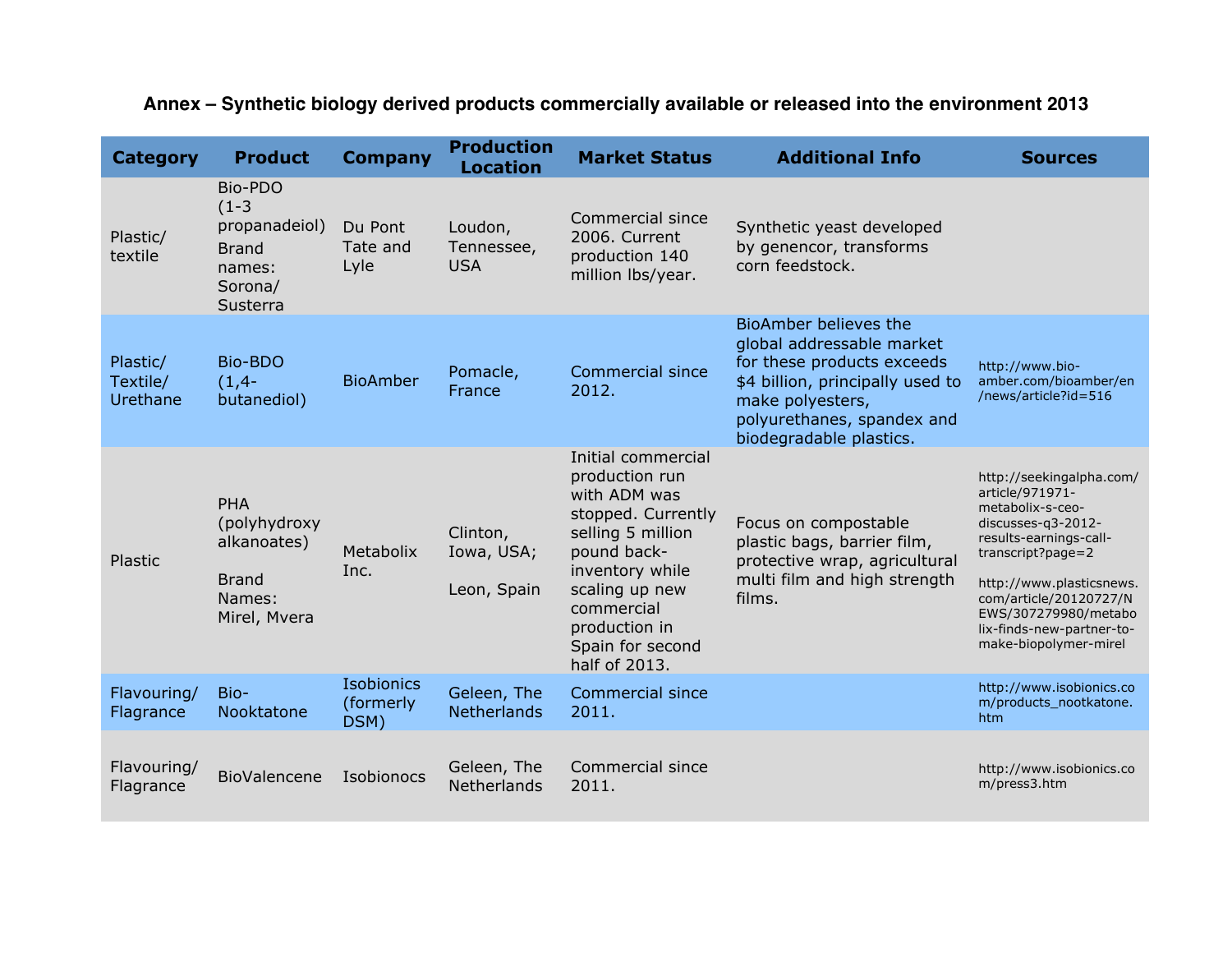## Annex – Synthetic biology derived products commercially available or released into the environment 2013

| Category | Product | Company | Production Location | Market Status | Additional Info | Sources |
|---|---|---|---|---|---|---|
| Plastic/ textile | Bio-PDO (1-3 propanadeiol) Brand names: Sorona/ Susterra | Du Pont Tate and Lyle | Loudon, Tennessee, USA | Commercial since 2006. Current production 140 million lbs/year. | Synthetic yeast developed by genencor, transforms corn feedstock. | |
| Plastic/ Textile/ Urethane | Bio-BDO (1,4-butanediol) | BioAmber | Pomacle, France | Commercial since 2012. | BioAmber believes the global addressable market for these products exceeds $4 billion, principally used to make polyesters, polyurethanes, spandex and biodegradable plastics. | http://www.bio-amber.com/bioamber/en/news/article?id=516 |
| Plastic | PHA (polyhydroxy alkanoates) Brand Names: Mirel, Mvera | Metabolix Inc. | Clinton, Iowa, USA; Leon, Spain | Initial commercial production run with ADM was stopped. Currently selling 5 million pound back-inventory while scaling up new commercial production in Spain for second half of 2013. | Focus on compostable plastic bags, barrier film, protective wrap, agricultural multi film and high strength films. | http://seekingalpha.com/article/971971-metabolix-s-ceo-discusses-q3-2012-results-earnings-call-transcript?page=2 http://www.plasticsnews.com/article/20120727/NEWS/307279980/metabolix-finds-new-partner-to-make-biopolymer-mirel |
| Flavouring/ Flagrance | Bio-Nooktatone | Isobionics (formerly DSM) | Geleen, The Netherlands | Commercial since 2011. | | http://www.isobionics.com/products_nootkatone.htm |
| Flavouring/ Flagrance | BioValencene | Isobionocs | Geleen, The Netherlands | Commercial since 2011. | | http://www.isobionics.com/press3.htm |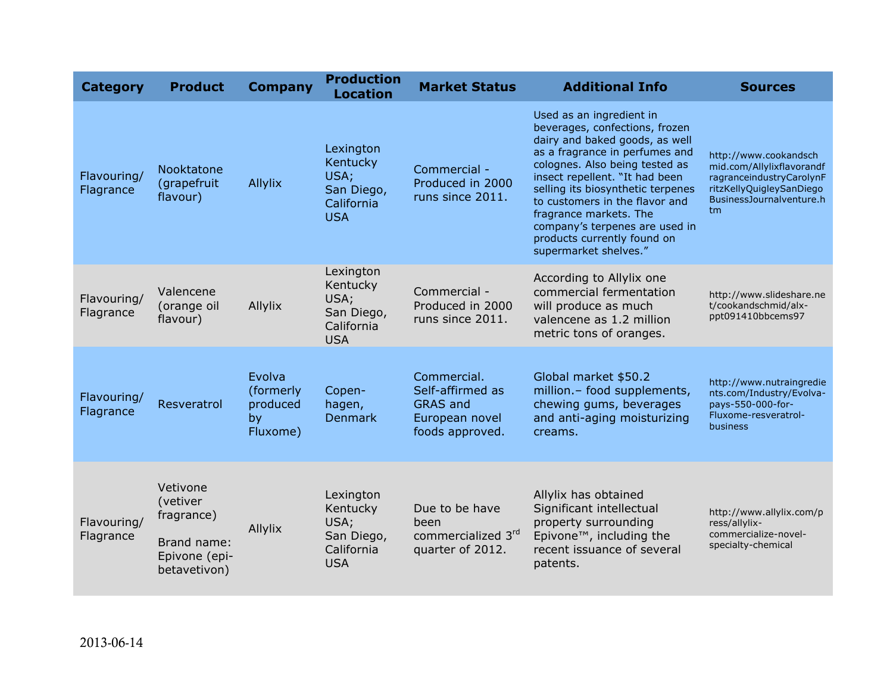| Category | Product | Company | Production Location | Market Status | Additional Info | Sources |
|---|---|---|---|---|---|---|
| Flavouring/ Flagrance | Nooktatone (grapefruit flavour) | Allylix | Lexington Kentucky USA; San Diego, California USA | Commercial - Produced in 2000 runs since 2011. | Used as an ingredient in beverages, confections, frozen dairy and baked goods, as well as a fragrance in perfumes and colognes. Also being tested as insect repellent. "It had been selling its biosynthetic terpenes to customers in the flavor and fragrance markets. The company's terpenes are used in products currently found on supermarket shelves." | http://www.cookandschmid.com/AllylixflavorandfragranceindustryCarolynFritzKellyQuigleySanDiegoBusinessJournalventure.htm |
| Flavouring/ Flagrance | Valencene (orange oil flavour) | Allylix | Lexington Kentucky USA; San Diego, California USA | Commercial - Produced in 2000 runs since 2011. | According to Allylix one commercial fermentation will produce as much valencene as 1.2 million metric tons of oranges. | http://www.slideshare.net/cookandschmid/alx-ppt091410bbcems97 |
| Flavouring/ Flagrance | Resveratrol | Evolva (formerly produced by Fluxome) | Copen-hagen, Denmark | Commercial. Self-affirmed as GRAS and European novel foods approved. | Global market $50.2 million.– food supplements, chewing gums, beverages and anti-aging moisturizing creams. | http://www.nutraingredients.com/Industry/Evolva-pays-550-000-for-Fluxome-resveratrol-business |
| Flavouring/ Flagrance | Vetivone (vetiver fragrance)<br><br>Brand name: Epivone (epi-betavetivon) | Allylix | Lexington Kentucky USA; San Diego, California USA | Due to be have been commercialized 3rd quarter of 2012. | Allylix has obtained Significant intellectual property surrounding Epivone™, including the recent issuance of several patents. | http://www.allylix.com/press/allylix-commercialize-novel-specialty-chemical |

2013-06-14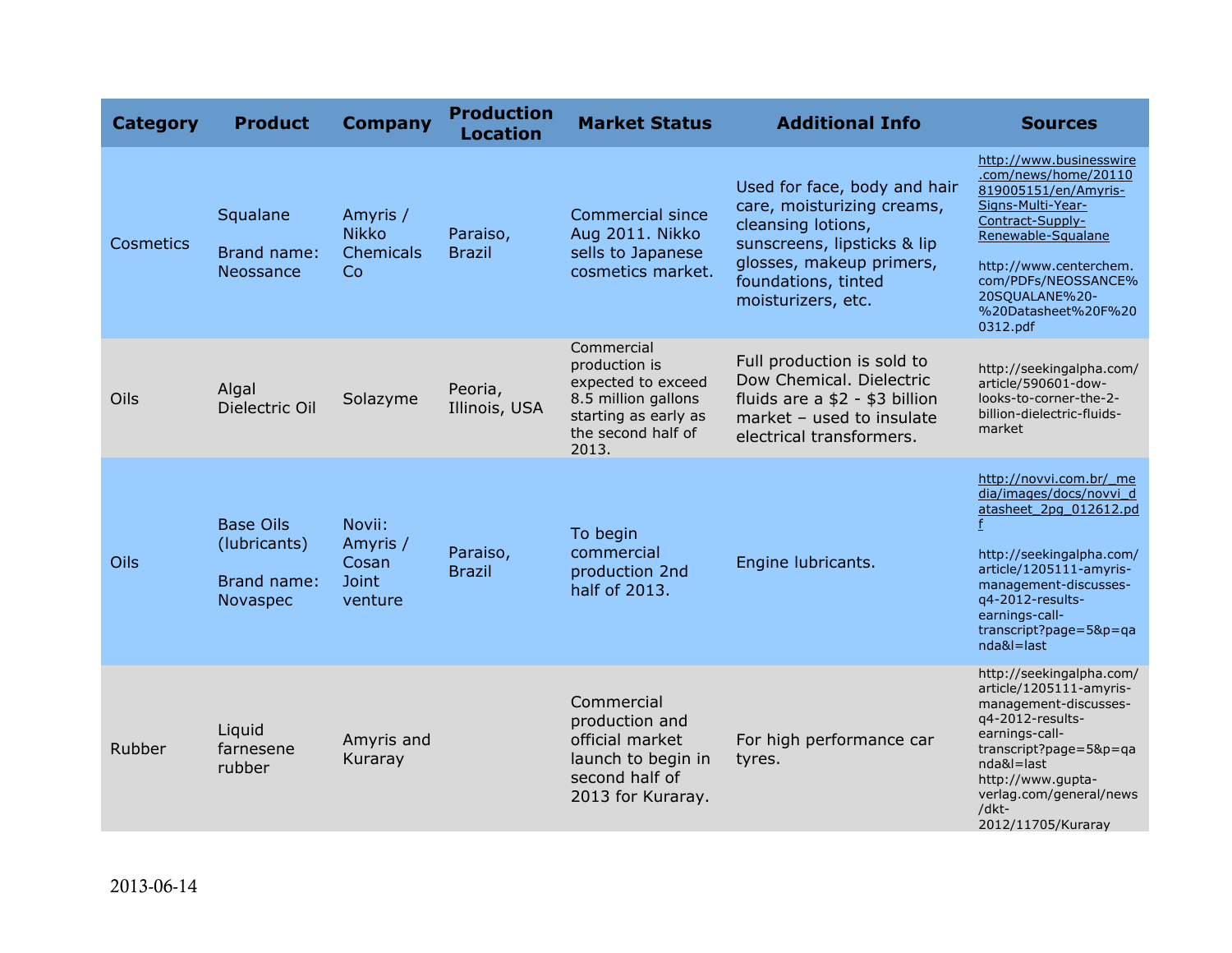| Category | Product | Company | Production Location | Market Status | Additional Info | Sources |
| --- | --- | --- | --- | --- | --- | --- |
| Cosmetics | Squalane<br><br>Brand name: Neossance | Amyris / Nikko Chemicals Co | Paraiso, Brazil | Commercial since Aug 2011. Nikko sells to Japanese cosmetics market. | Used for face, body and hair care, moisturizing creams, cleansing lotions, sunscreens, lipsticks & lip glosses, makeup primers, foundations, tinted moisturizers, etc. | http://www.businesswire.com/news/home/20110819005151/en/Amyris-Signs-Multi-Year-Contract-Supply-Renewable-Squalane<br><br>http://www.centerchem.com/PDFs/NEOSSANCE%20SQUALANE%20-%20Datasheet%20F%200312.pdf |
| Oils | Algal Dielectric Oil | Solazyme | Peoria, Illinois, USA | Commercial production is expected to exceed 8.5 million gallons starting as early as the second half of 2013. | Full production is sold to Dow Chemical. Dielectric fluids are a $2 - $3 billion market – used to insulate electrical transformers. | http://seekingalpha.com/article/590601-dow-looks-to-corner-the-2-billion-dielectric-fluids-market |
| Oils | Base Oils (lubricants)<br><br>Brand name: Novaspec | Novii: Amyris / Cosan Joint venture | Paraiso, Brazil | To begin commercial production 2nd half of 2013. | Engine lubricants. | http://novvi.com.br/_media/images/docs/novvi_datasheet_2pg_012612.pdf<br><br>http://seekingalpha.com/article/1205111-amyris-management-discusses-q4-2012-results-earnings-call-transcript?page=5&p=qanda&l=last |
| Rubber | Liquid farnesene rubber | Amyris and Kuraray | | Commercial production and official market launch to begin in second half of 2013 for Kuraray. | For high performance car tyres. | http://seekingalpha.com/article/1205111-amyris-management-discusses-q4-2012-results-earnings-call-transcript?page=5&p=qanda&l=last<br>http://www.gupta-verlag.com/general/news/dkt-2012/11705/Kuraray |

2013-06-14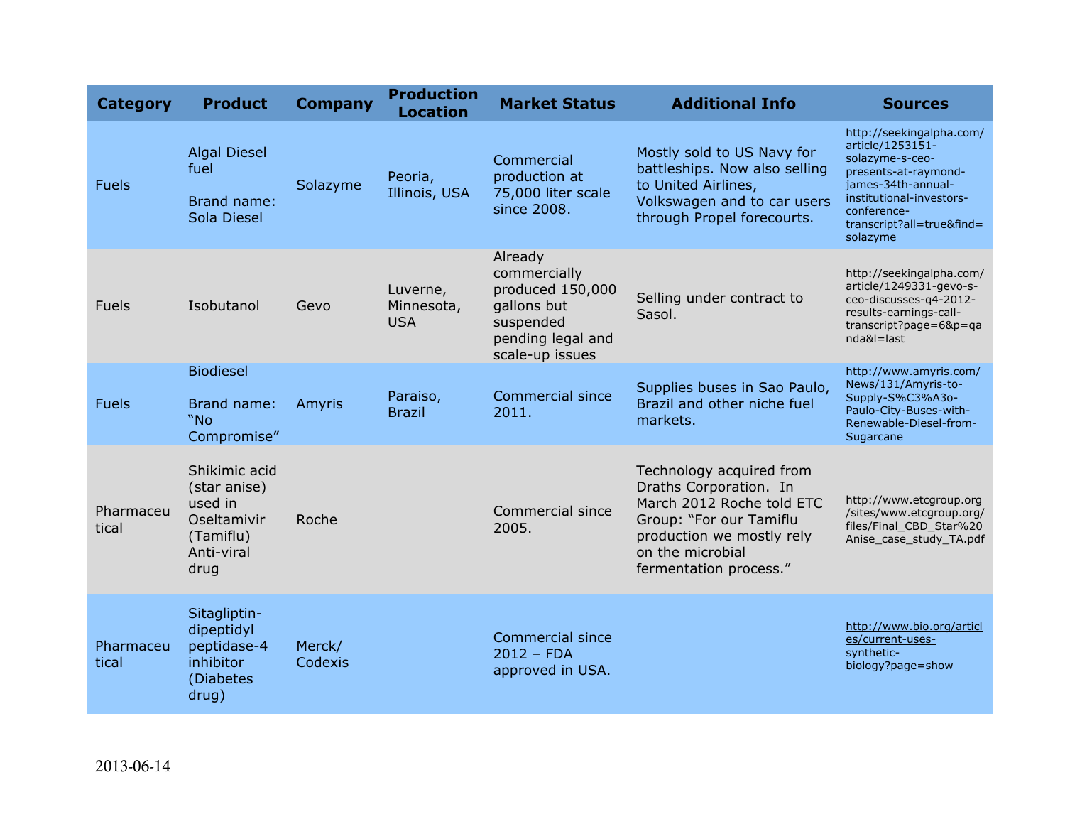| Category | Product | Company | Production Location | Market Status | Additional Info | Sources |
|---|---|---|---|---|---|---|
| Fuels | Algal Diesel fuel<br><br>Brand name: Sola Diesel | Solazyme | Peoria, Illinois, USA | Commercial production at 75,000 liter scale since 2008. | Mostly sold to US Navy for battleships. Now also selling to United Airlines, Volkswagen and to car users through Propel forecourts. | http://seekingalpha.com/article/1253151-solazyme-s-ceo-presents-at-raymond-james-34th-annual-institutional-investors-conference-transcript?all=true&find=solazyme |
| Fuels | Isobutanol | Gevo | Luverne, Minnesota, USA | Already commercially produced 150,000 gallons but suspended pending legal and scale-up issues | Selling under contract to Sasol. | http://seekingalpha.com/article/1249331-gevo-s-ceo-discusses-q4-2012-results-earnings-call-transcript?page=6&p=qanda&l=last |
| Fuels | Biodiesel<br><br>Brand name: "No Compromise" | Amyris | Paraiso, Brazil | Commercial since 2011. | Supplies buses in Sao Paulo, Brazil and other niche fuel markets. | http://www.amyris.com/News/131/Amyris-to-Supply-S%C3%A3o-Paulo-City-Buses-with-Renewable-Diesel-from-Sugarcane |
| Pharmaceutical | Shikimic acid (star anise) used in Oseltamivir (Tamiflu) Anti-viral drug | Roche | | Commercial since 2005. | Technology acquired from Draths Corporation. In March 2012 Roche told ETC Group: "For our Tamiflu production we mostly rely on the microbial fermentation process." | http://www.etcgroup.org/sites/www.etcgroup.org/files/Final_CBD_Star%20Anise_case_study_TA.pdf |
| Pharmaceutical | Sitagliptin-dipeptidyl peptidase-4 inhibitor (Diabetes drug) | Merck/ Codexis | | Commercial since 2012 – FDA approved in USA. | | http://www.bio.org/articles/current-uses-synthetic-biology?page=show |

2013-06-14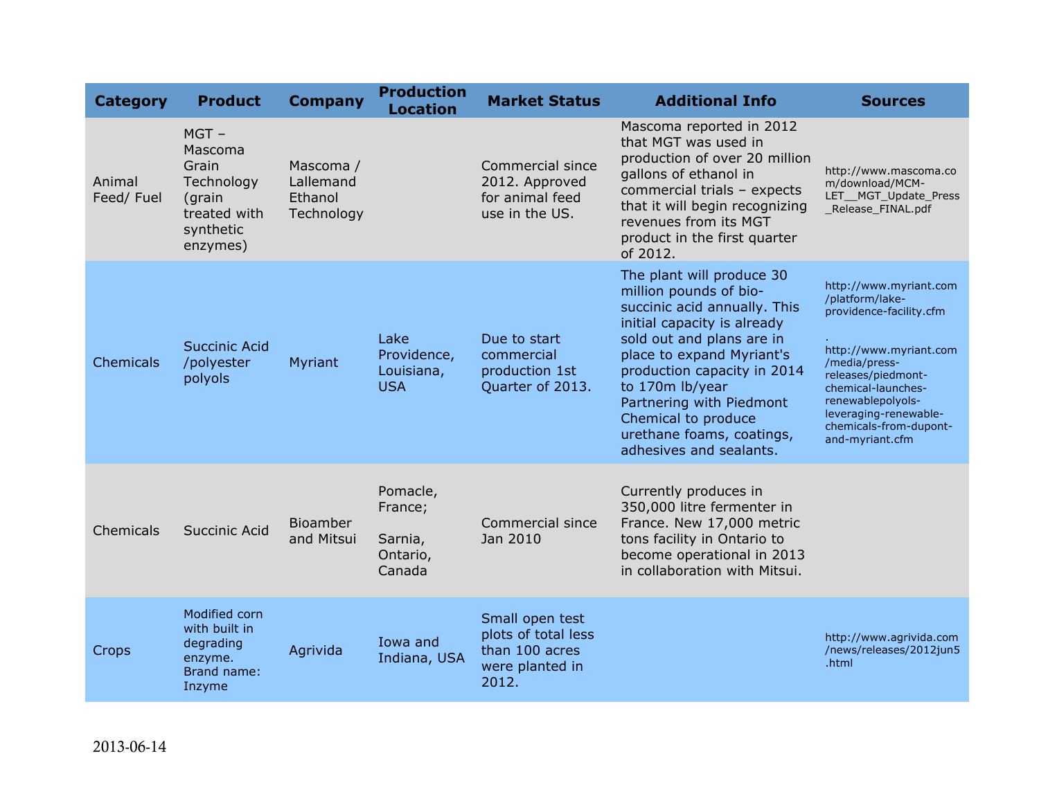| Category | Product | Company | Production Location | Market Status | Additional Info | Sources |
|---|---|---|---|---|---|---|
| Animal Feed/ Fuel | MGT – Mascoma Grain Technology (grain treated with synthetic enzymes) | Mascoma / Lallemand Ethanol Technology | | Commercial since 2012. Approved for animal feed use in the US. | Mascoma reported in 2012 that MGT was used in production of over 20 million gallons of ethanol in commercial trials – expects that it will begin recognizing revenues from its MGT product in the first quarter of 2012. | http://www.mascoma.com/download/MCM-LET__MGT_Update_Press_Release_FINAL.pdf |
| Chemicals | Succinic Acid /polyester polyols | Myriant | Lake Providence, Louisiana, USA | Due to start commercial production 1st Quarter of 2013. | The plant will produce 30 million pounds of bio-succinic acid annually. This initial capacity is already sold out and plans are in place to expand Myriant's production capacity in 2014 to 170m lb/year Partnering with Piedmont Chemical to produce urethane foams, coatings, adhesives and sealants. | http://www.myriant.com/platform/lake-providence-facility.cfm . http://www.myriant.com/media/press-releases/piedmont-chemical-launches-renewablepolyols-leveraging-renewable-chemicals-from-dupont-and-myriant.cfm |
| Chemicals | Succinic Acid | Bioamber and Mitsui | Pomacle, France; Sarnia, Ontario, Canada | Commercial since Jan 2010 | Currently produces in 350,000 litre fermenter in France. New 17,000 metric tons facility in Ontario to become operational in 2013 in collaboration with Mitsui. | |
| Crops | Modified corn with built in degrading enzyme. Brand name: Inzyme | Agrivida | Iowa and Indiana, USA | Small open test plots of total less than 100 acres were planted in 2012. | | http://www.agrivida.com/news/releases/2012jun5.html |

2013-06-14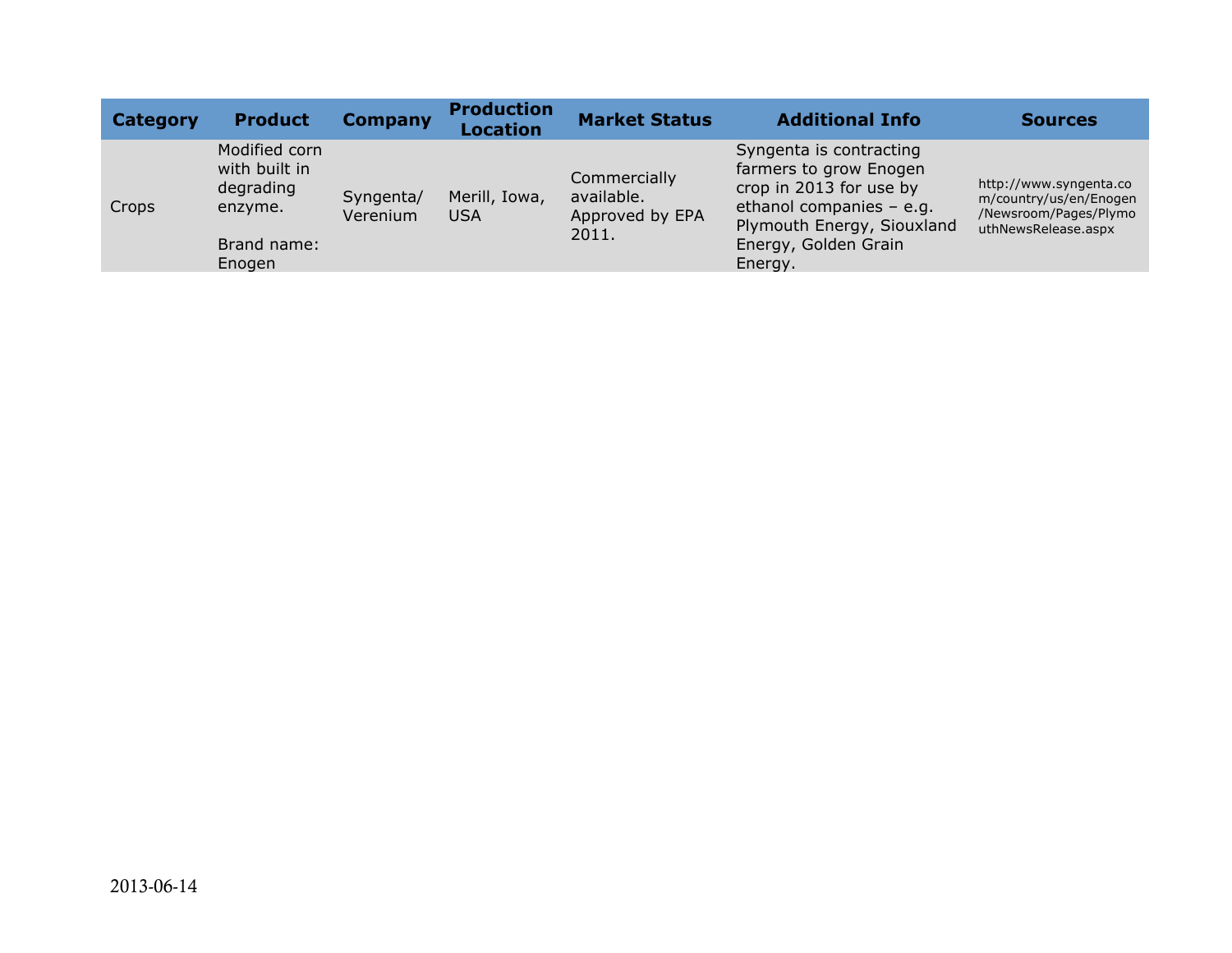| Category | Product | Company | Production Location | Market Status | Additional Info | Sources |
|---|---|---|---|---|---|---|
| Crops | Modified corn with built in degrading enzyme. Brand name: Enogen | Syngenta/ Verenium | Merill, Iowa, USA | Commercially available. Approved by EPA 2011. | Syngenta is contracting farmers to grow Enogen crop in 2013 for use by ethanol companies – e.g. Plymouth Energy, Siouxland Energy, Golden Grain Energy. | http://www.syngenta.com/country/us/en/Enogen/Newsroom/Pages/PlymouthNewsRelease.aspx |

2013-06-14